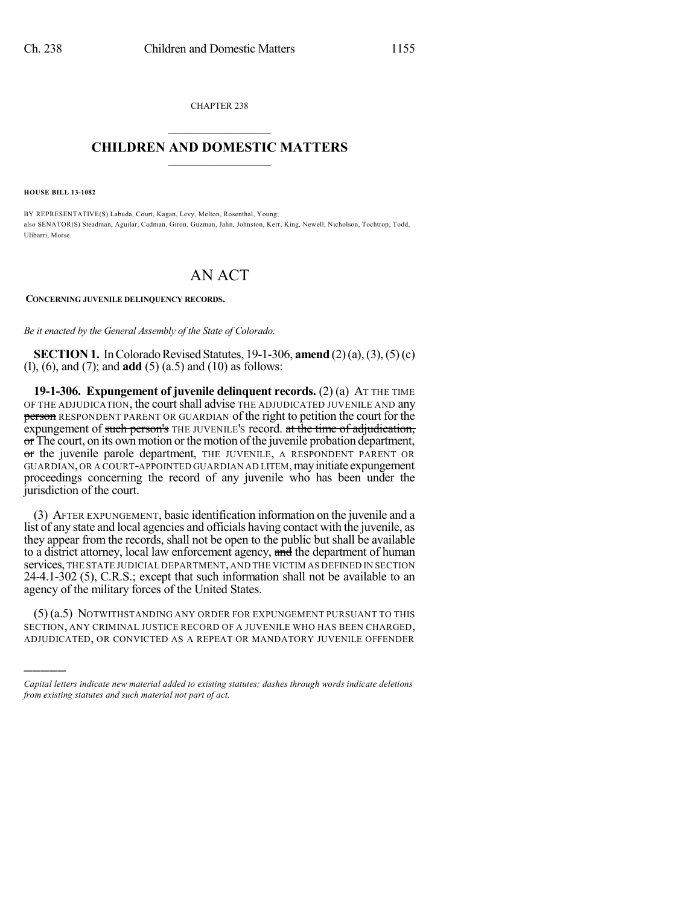CHAPTER 238

# CHILDREN AND DOMESTIC MATTERS

**HOUSE BILL 13-1082**

BY REPRESENTATIVE(S) Labuda, Court, Kagan, Levy, Melton, Rosenthal, Young;
also SENATOR(S) Steadman, Aguilar, Cadman, Giron, Guzman, Jahn, Johnston, Kerr, King, Newell, Nicholson, Tochtrop, Todd, Ulibarri, Morse.

# AN ACT

**CONCERNING JUVENILE DELINQUENCY RECORDS.**

*Be it enacted by the General Assembly of the State of Colorado:*

**SECTION 1.** In Colorado Revised Statutes, 19-1-306, **amend** (2) (a), (3), (5) (c) (I), (6), and (7); and **add** (5) (a.5) and (10) as follows:

**19-1-306. Expungement of juvenile delinquent records.** (2) (a) AT THE TIME OF THE ADJUDICATION, the court shall advise THE ADJUDICATED JUVENILE AND any ~~person~~ RESPONDENT PARENT OR GUARDIAN of the right to petition the court for the expungement of ~~such person's~~ THE JUVENILE'S record. ~~at the time of adjudication, or~~ The court, on its own motion or the motion of the juvenile probation department, ~~or~~ the juvenile parole department, THE JUVENILE, A RESPONDENT PARENT OR GUARDIAN, OR A COURT-APPOINTED GUARDIAN AD LITEM, may initiate expungement proceedings concerning the record of any juvenile who has been under the jurisdiction of the court.

(3) AFTER EXPUNGEMENT, basic identification information on the juvenile and a list of any state and local agencies and officials having contact with the juvenile, as they appear from the records, shall not be open to the public but shall be available to a district attorney, local law enforcement agency, ~~and~~ the department of human services, THE STATE JUDICIAL DEPARTMENT, AND THE VICTIM AS DEFINED IN SECTION 24-4.1-302 (5), C.R.S.; except that such information shall not be available to an agency of the military forces of the United States.

(5) (a.5) NOTWITHSTANDING ANY ORDER FOR EXPUNGEMENT PURSUANT TO THIS SECTION, ANY CRIMINAL JUSTICE RECORD OF A JUVENILE WHO HAS BEEN CHARGED, ADJUDICATED, OR CONVICTED AS A REPEAT OR MANDATORY JUVENILE OFFENDER

*Capital letters indicate new material added to existing statutes; dashes through words indicate deletions from existing statutes and such material not part of act.*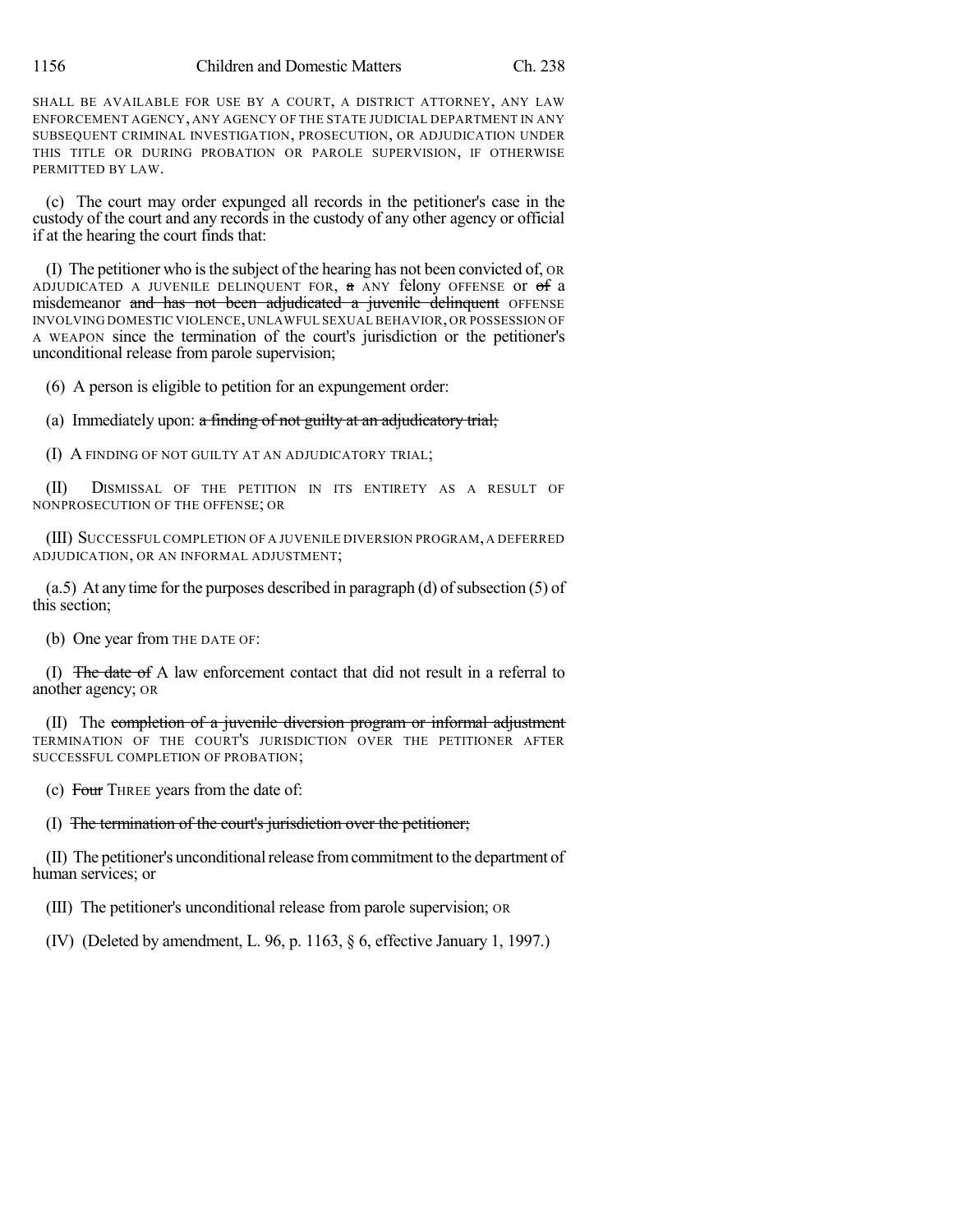SHALL BE AVAILABLE FOR USE BY A COURT, A DISTRICT ATTORNEY, ANY LAW ENFORCEMENT AGENCY, ANY AGENCY OF THE STATE JUDICIAL DEPARTMENT IN ANY SUBSEQUENT CRIMINAL INVESTIGATION, PROSECUTION, OR ADJUDICATION UNDER THIS TITLE OR DURING PROBATION OR PAROLE SUPERVISION, IF OTHERWISE PERMITTED BY LAW.

(c) The court may order expunged all records in the petitioner's case in the custody of the court and any records in the custody of any other agency or official if at the hearing the court finds that:

(I) The petitioner who is the subject of the hearing has not been convicted of, OR ADJUDICATED A JUVENILE DELINQUENT FOR, ~~a~~ ANY felony OFFENSE or ~~of~~ a misdemeanor ~~and has not been adjudicated a juvenile delinquent~~ OFFENSE INVOLVING DOMESTIC VIOLENCE, UNLAWFUL SEXUAL BEHAVIOR, OR POSSESSION OF A WEAPON since the termination of the court's jurisdiction or the petitioner's unconditional release from parole supervision;

(6) A person is eligible to petition for an expungement order:

(a) Immediately upon: ~~a finding of not guilty at an adjudicatory trial;~~

(I) A FINDING OF NOT GUILTY AT AN ADJUDICATORY TRIAL;

(II) DISMISSAL OF THE PETITION IN ITS ENTIRETY AS A RESULT OF NONPROSECUTION OF THE OFFENSE; OR

(III) SUCCESSFUL COMPLETION OF A JUVENILE DIVERSION PROGRAM, A DEFERRED ADJUDICATION, OR AN INFORMAL ADJUSTMENT;

(a.5) At any time for the purposes described in paragraph (d) of subsection (5) of this section;

(b) One year from THE DATE OF:

(I) ~~The date of~~ A law enforcement contact that did not result in a referral to another agency; OR

(II) The ~~completion of a juvenile diversion program or informal adjustment~~ TERMINATION OF THE COURT'S JURISDICTION OVER THE PETITIONER AFTER SUCCESSFUL COMPLETION OF PROBATION;

(c) ~~Four~~ THREE years from the date of:

(I) ~~The termination of the court's jurisdiction over the petitioner;~~

(II) The petitioner's unconditional release from commitment to the department of human services; or

(III) The petitioner's unconditional release from parole supervision; OR

(IV) (Deleted by amendment, L. 96, p. 1163, § 6, effective January 1, 1997.)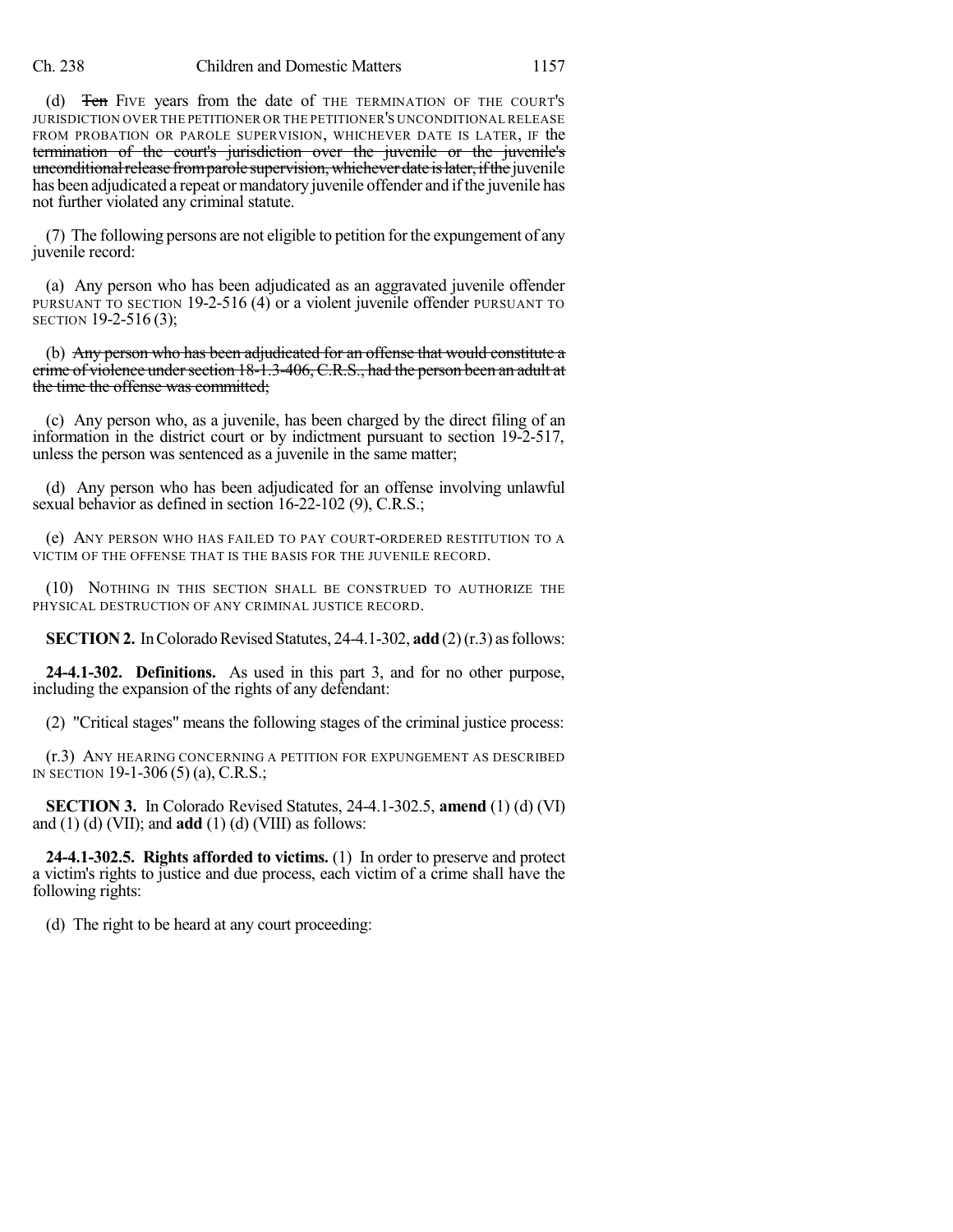(d) ~~Ten~~ FIVE years from the date of THE TERMINATION OF THE COURT'S JURISDICTION OVER THE PETITIONER OR THE PETITIONER'S UNCONDITIONAL RELEASE FROM PROBATION OR PAROLE SUPERVISION, WHICHEVER DATE IS LATER, IF the ~~termination of the court's jurisdiction over the juvenile or the juvenile's unconditional release from parole supervision, whichever date is later, if the~~ juvenile has been adjudicated a repeat or mandatory juvenile offender and if the juvenile has not further violated any criminal statute.

(7) The following persons are not eligible to petition for the expungement of any juvenile record:

(a) Any person who has been adjudicated as an aggravated juvenile offender PURSUANT TO SECTION 19-2-516 (4) or a violent juvenile offender PURSUANT TO SECTION 19-2-516 (3);

(b) ~~Any person who has been adjudicated for an offense that would constitute a crime of violence under section 18-1.3-406, C.R.S., had the person been an adult at the time the offense was committed;~~

(c) Any person who, as a juvenile, has been charged by the direct filing of an information in the district court or by indictment pursuant to section 19-2-517, unless the person was sentenced as a juvenile in the same matter;

(d) Any person who has been adjudicated for an offense involving unlawful sexual behavior as defined in section 16-22-102 (9), C.R.S.;

(e) ANY PERSON WHO HAS FAILED TO PAY COURT-ORDERED RESTITUTION TO A VICTIM OF THE OFFENSE THAT IS THE BASIS FOR THE JUVENILE RECORD.

(10) NOTHING IN THIS SECTION SHALL BE CONSTRUED TO AUTHORIZE THE PHYSICAL DESTRUCTION OF ANY CRIMINAL JUSTICE RECORD.

**SECTION 2.** In Colorado Revised Statutes, 24-4.1-302, **add** (2) (r.3) as follows:

**24-4.1-302. Definitions.** As used in this part 3, and for no other purpose, including the expansion of the rights of any defendant:

(2) "Critical stages" means the following stages of the criminal justice process:

(r.3) ANY HEARING CONCERNING A PETITION FOR EXPUNGEMENT AS DESCRIBED IN SECTION 19-1-306 (5) (a), C.R.S.;

**SECTION 3.** In Colorado Revised Statutes, 24-4.1-302.5, **amend** (1) (d) (VI) and (1) (d) (VII); and **add** (1) (d) (VIII) as follows:

**24-4.1-302.5. Rights afforded to victims.** (1) In order to preserve and protect a victim's rights to justice and due process, each victim of a crime shall have the following rights:

(d) The right to be heard at any court proceeding: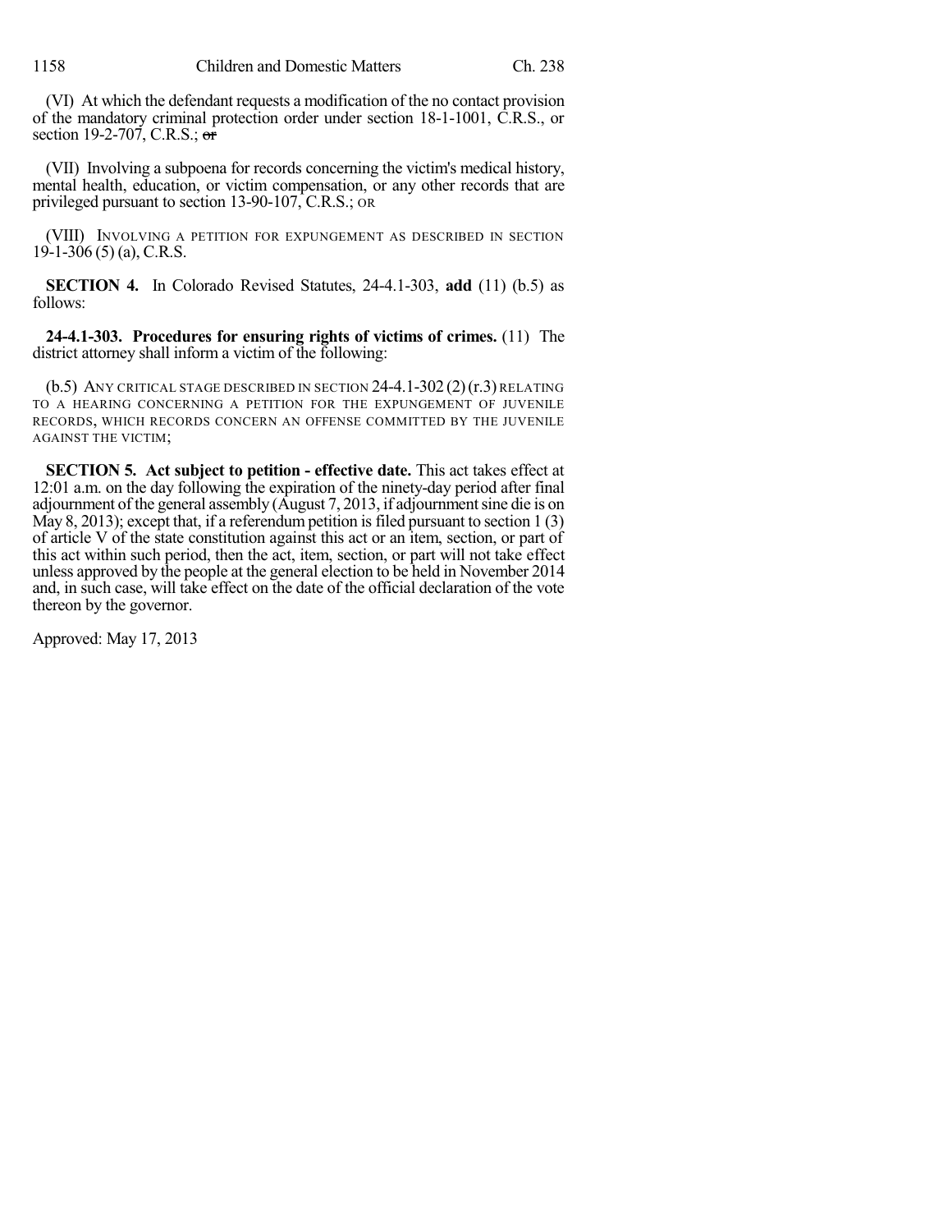(VI) At which the defendant requests a modification of the no contact provision of the mandatory criminal protection order under section 18-1-1001, C.R.S., or section 19-2-707, C.R.S.; ~~or~~

(VII) Involving a subpoena for records concerning the victim's medical history, mental health, education, or victim compensation, or any other records that are privileged pursuant to section 13-90-107, C.R.S.; OR

(VIII) INVOLVING A PETITION FOR EXPUNGEMENT AS DESCRIBED IN SECTION 19-1-306 (5) (a), C.R.S.

**SECTION 4.** In Colorado Revised Statutes, 24-4.1-303, **add** (11) (b.5) as follows:

**24-4.1-303. Procedures for ensuring rights of victims of crimes.** (11) The district attorney shall inform a victim of the following:

(b.5) ANY CRITICAL STAGE DESCRIBED IN SECTION 24-4.1-302 (2) (r.3) RELATING TO A HEARING CONCERNING A PETITION FOR THE EXPUNGEMENT OF JUVENILE RECORDS, WHICH RECORDS CONCERN AN OFFENSE COMMITTED BY THE JUVENILE AGAINST THE VICTIM;

**SECTION 5. Act subject to petition - effective date.** This act takes effect at 12:01 a.m. on the day following the expiration of the ninety-day period after final adjournment of the general assembly (August 7, 2013, if adjournment sine die is on May 8, 2013); except that, if a referendum petition is filed pursuant to section 1 (3) of article V of the state constitution against this act or an item, section, or part of this act within such period, then the act, item, section, or part will not take effect unless approved by the people at the general election to be held in November 2014 and, in such case, will take effect on the date of the official declaration of the vote thereon by the governor.

Approved: May 17, 2013